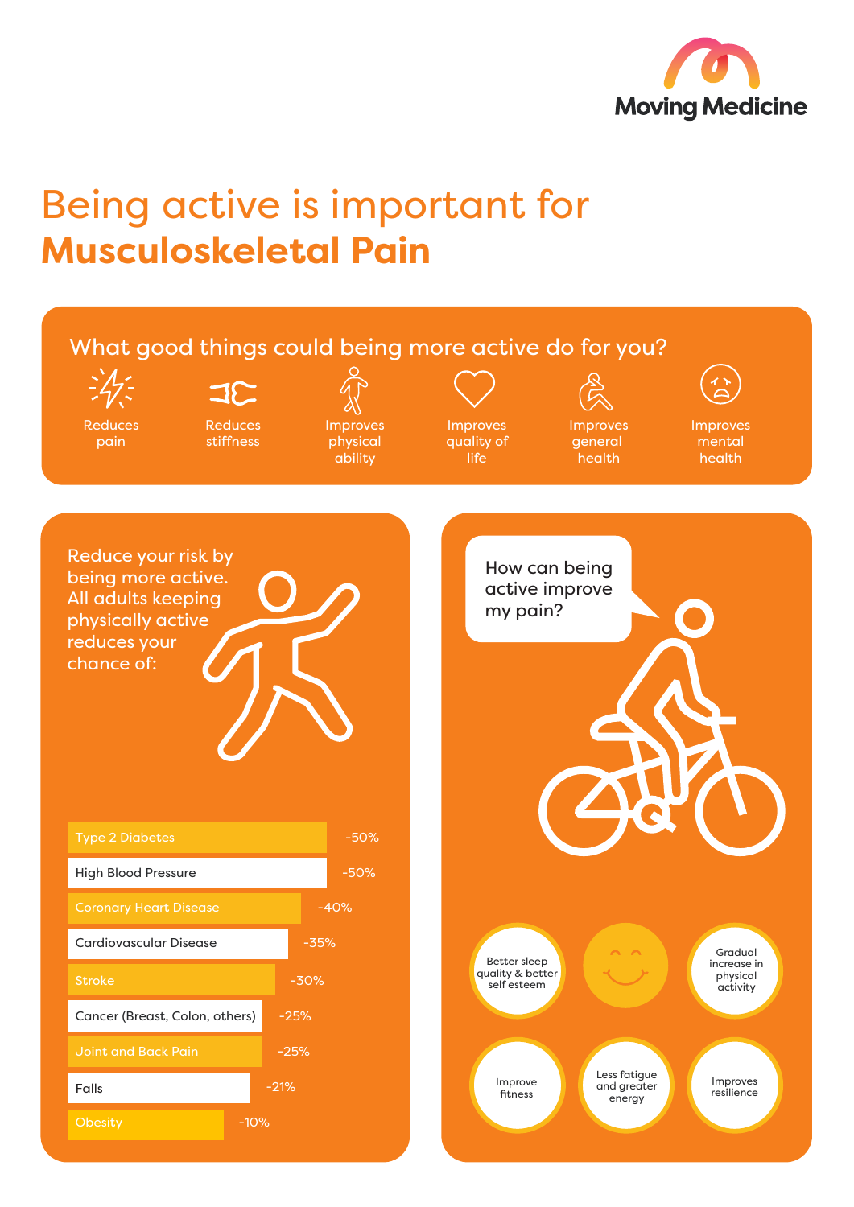Moving Medicine

# Being active is important for **Musculoskeletal Pain**

## What good things could being more active do for you?

- Reduces pain
- Reduces stiffness
- Improves physical ability
- Improves quality of life
- Improves general health
- Improves mental health

## Reduce your risk by being more active. All adults keeping physically active reduces your chance of:

| Condition | Risk reduction |
| --- | --- |
| Type 2 Diabetes | -50% |
| High Blood Pressure | -50% |
| Coronary Heart Disease | -40% |
| Cardiovascular Disease | -35% |
| Stroke | -30% |
| Cancer (Breast, Colon, others) | -25% |
| Joint and Back Pain | -25% |
| Falls | -21% |
| Obesity | -10% |

## How can being active improve my pain?

- Better sleep quality & better self esteem
- Gradual increase in physical activity
- Improve fitness
- Less fatigue and greater energy
- Improves resilience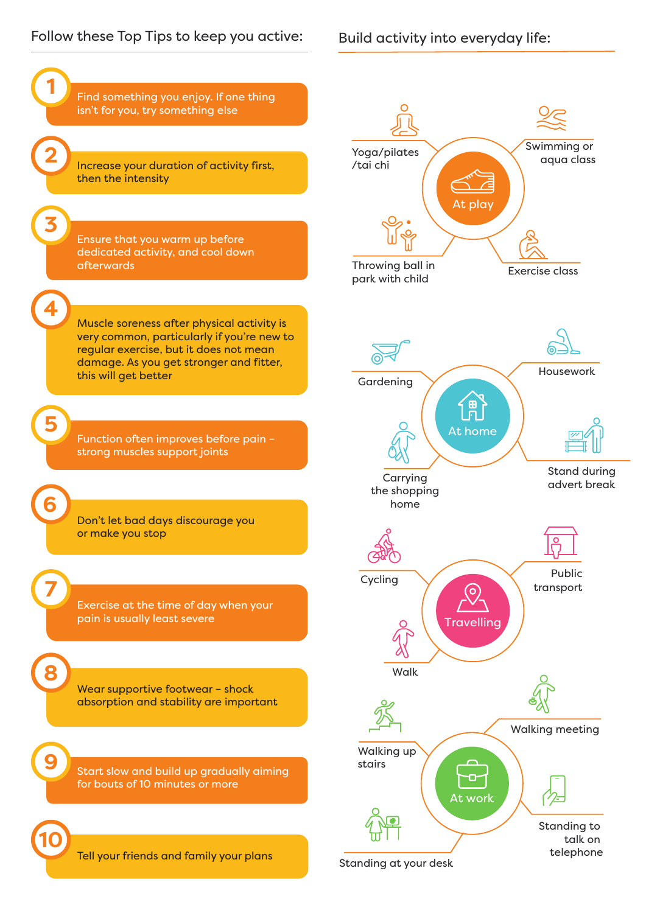## Follow these Top Tips to keep you active:

1. Find something you enjoy. If one thing isn't for you, try something else
2. Increase your duration of activity first, then the intensity
3. Ensure that you warm up before dedicated activity, and cool down afterwards
4. Muscle soreness after physical activity is very common, particularly if you're new to regular exercise, but it does not mean damage. As you get stronger and fitter, this will get better
5. Function often improves before pain – strong muscles support joints
6. Don't let bad days discourage you or make you stop
7. Exercise at the time of day when your pain is usually least severe
8. Wear supportive footwear – shock absorption and stability are important
9. Start slow and build up gradually aiming for bouts of 10 minutes or more
10. Tell your friends and family your plans

## Build activity into everyday life:

### At play

- Yoga/pilates /tai chi
- Swimming or aqua class
- Throwing ball in park with child
- Exercise class

### At home

- Gardening
- Housework
- Carrying the shopping home
- Stand during advert break

### Travelling

- Cycling
- Public transport
- Walk

### At work

- Walking up stairs
- Walking meeting
- Standing at your desk
- Standing to talk on telephone